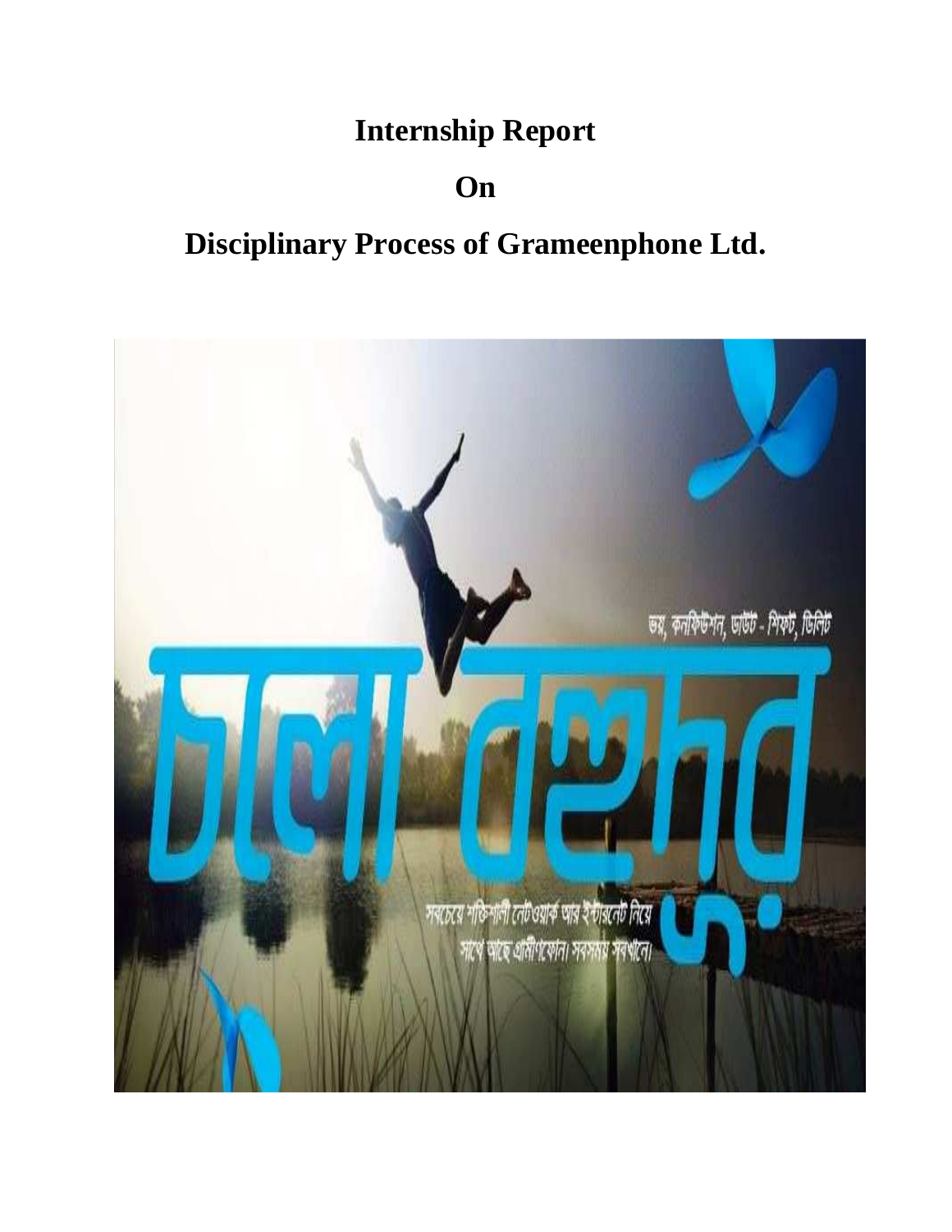# Internship Report

# On

# Disciplinary Process of Grameenphone Ltd.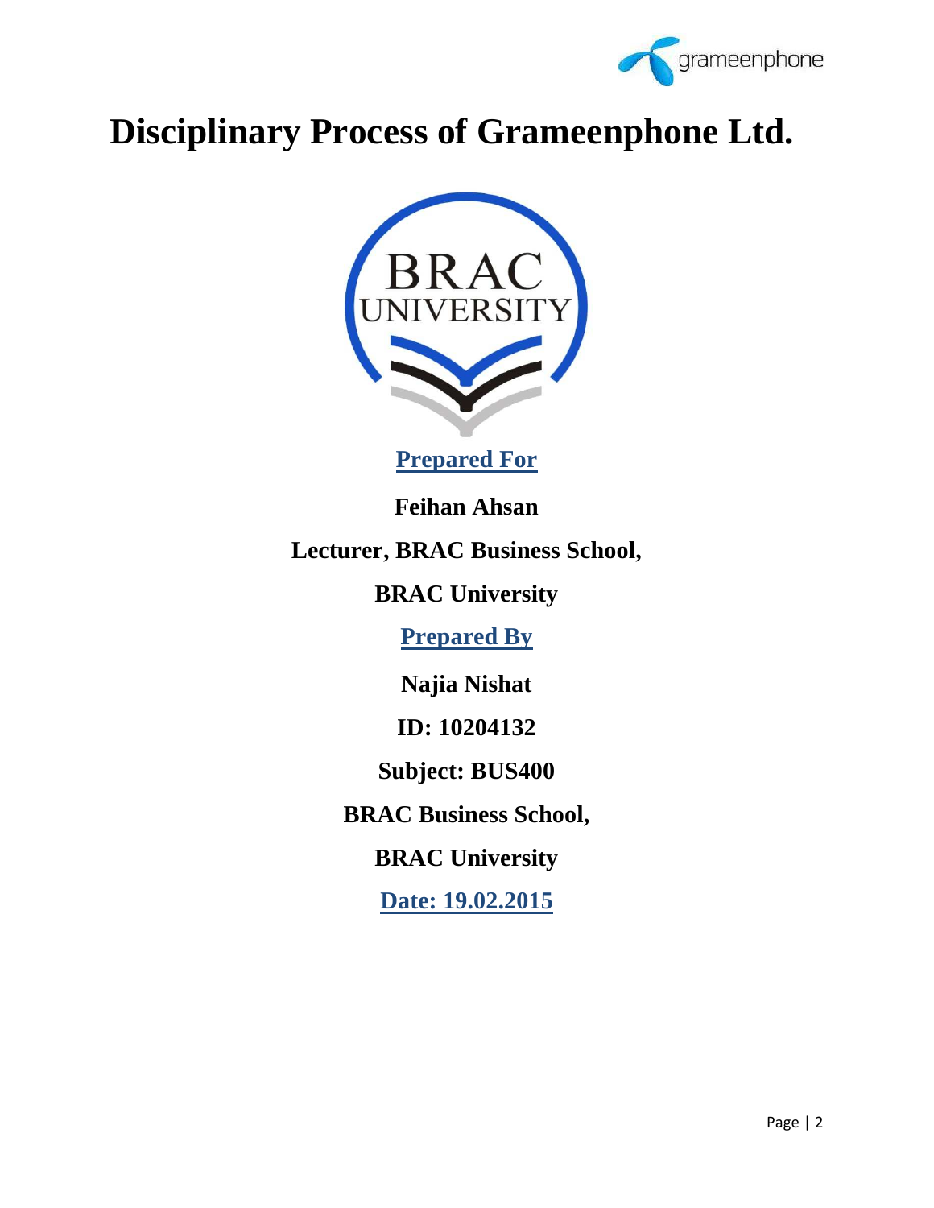# Disciplinary Process of Grameenphone Ltd.

**Prepared For**

**Feihan Ahsan**

**Lecturer, BRAC Business School,**

**BRAC University**

**Prepared By**

**Najia Nishat**

**ID: 10204132**

**Subject: BUS400**

**BRAC Business School,**

**BRAC University**

**Date: 19.02.2015**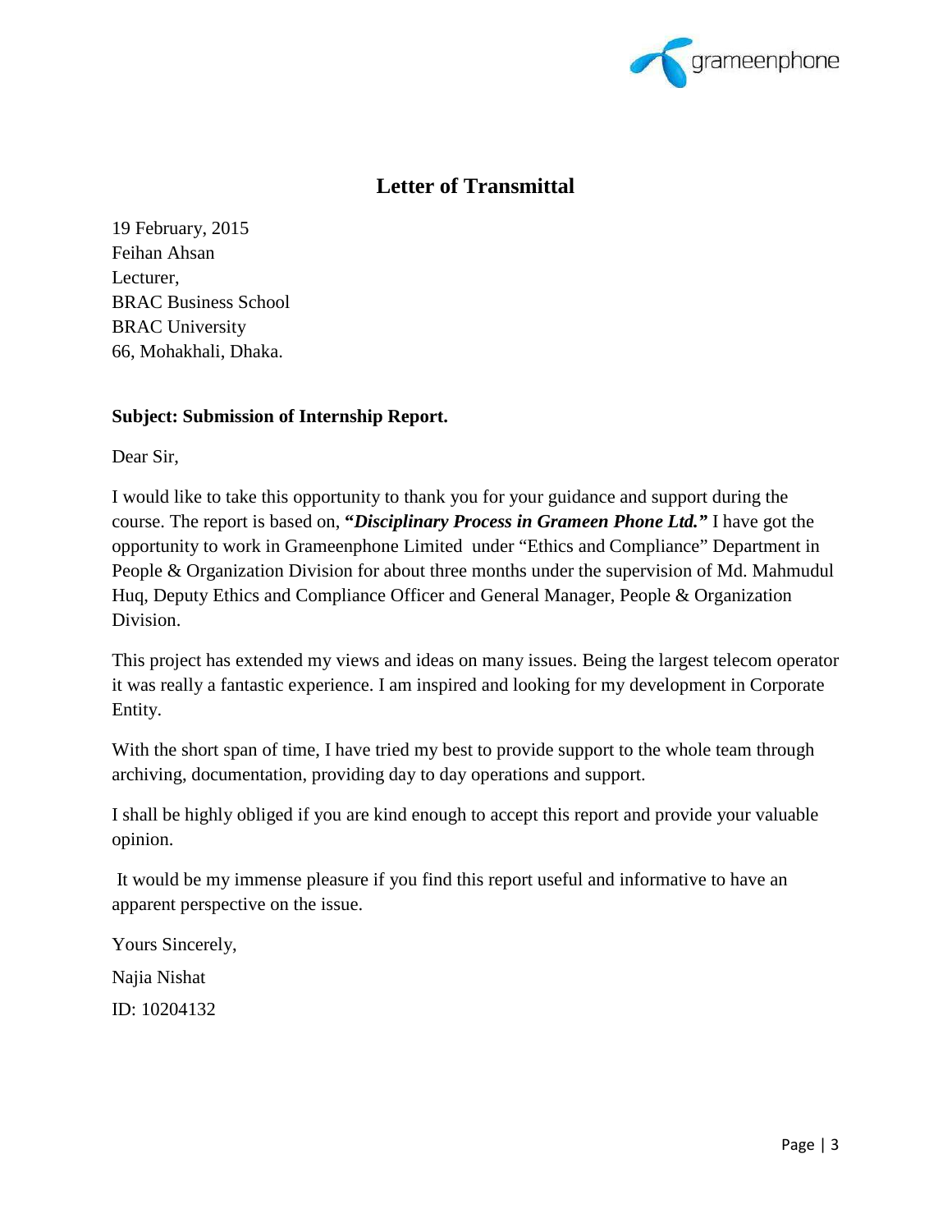# Letter of Transmittal

19 February, 2015
Feihan Ahsan
Lecturer,
BRAC Business School
BRAC University
66, Mohakhali, Dhaka.

**Subject: Submission of Internship Report.**

Dear Sir,

I would like to take this opportunity to thank you for your guidance and support during the course. The report is based on, ***"Disciplinary Process in Grameen Phone Ltd."*** I have got the opportunity to work in Grameenphone Limited under "Ethics and Compliance" Department in People & Organization Division for about three months under the supervision of Md. Mahmudul Huq, Deputy Ethics and Compliance Officer and General Manager, People & Organization Division.

This project has extended my views and ideas on many issues. Being the largest telecom operator it was really a fantastic experience. I am inspired and looking for my development in Corporate Entity.

With the short span of time, I have tried my best to provide support to the whole team through archiving, documentation, providing day to day operations and support.

I shall be highly obliged if you are kind enough to accept this report and provide your valuable opinion.

It would be my immense pleasure if you find this report useful and informative to have an apparent perspective on the issue.

Yours Sincerely,

Najia Nishat

ID: 10204132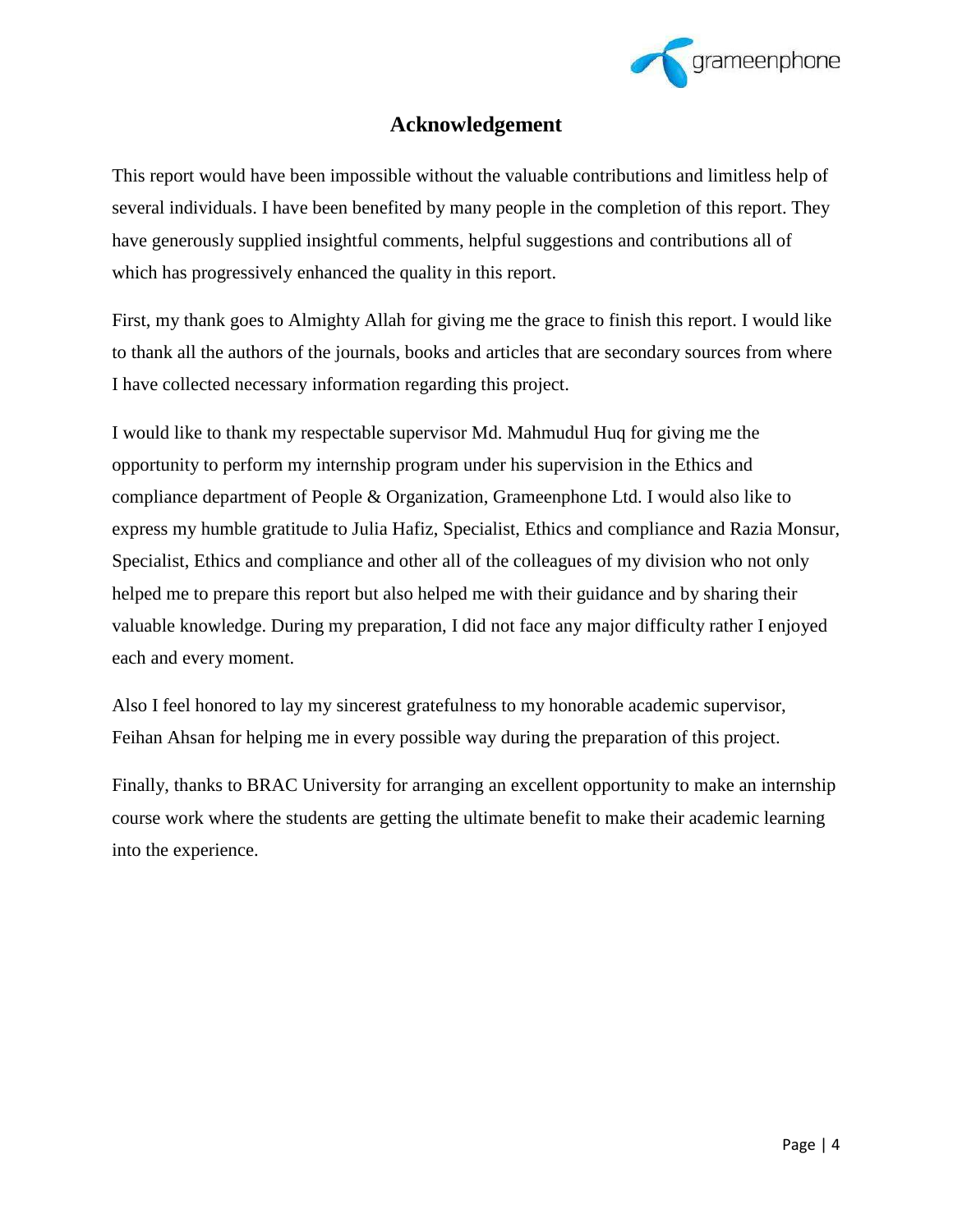# Acknowledgement

This report would have been impossible without the valuable contributions and limitless help of several individuals. I have been benefited by many people in the completion of this report. They have generously supplied insightful comments, helpful suggestions and contributions all of which has progressively enhanced the quality in this report.

First, my thank goes to Almighty Allah for giving me the grace to finish this report. I would like to thank all the authors of the journals, books and articles that are secondary sources from where I have collected necessary information regarding this project.

I would like to thank my respectable supervisor Md. Mahmudul Huq for giving me the opportunity to perform my internship program under his supervision in the Ethics and compliance department of People & Organization, Grameenphone Ltd. I would also like to express my humble gratitude to Julia Hafiz, Specialist, Ethics and compliance and Razia Monsur, Specialist, Ethics and compliance and other all of the colleagues of my division who not only helped me to prepare this report but also helped me with their guidance and by sharing their valuable knowledge. During my preparation, I did not face any major difficulty rather I enjoyed each and every moment.

Also I feel honored to lay my sincerest gratefulness to my honorable academic supervisor, Feihan Ahsan for helping me in every possible way during the preparation of this project.

Finally, thanks to BRAC University for arranging an excellent opportunity to make an internship course work where the students are getting the ultimate benefit to make their academic learning into the experience.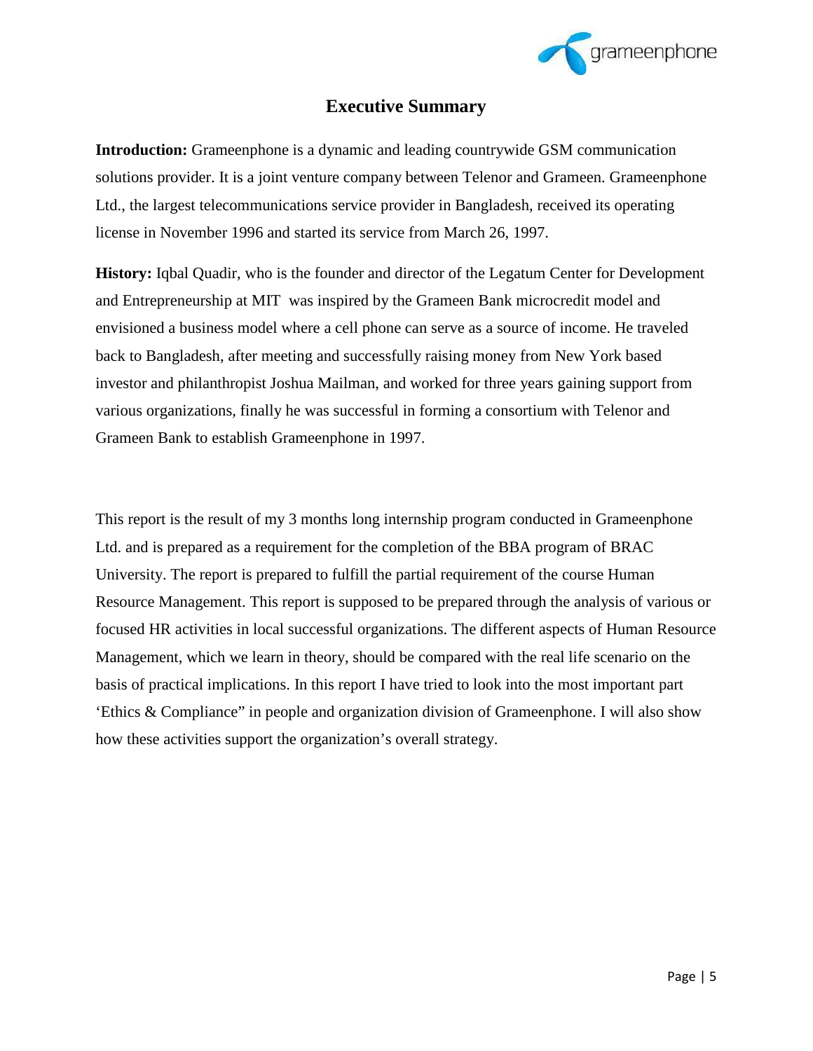# Executive Summary

**Introduction:** Grameenphone is a dynamic and leading countrywide GSM communication solutions provider. It is a joint venture company between Telenor and Grameen. Grameenphone Ltd., the largest telecommunications service provider in Bangladesh, received its operating license in November 1996 and started its service from March 26, 1997.

**History:** Iqbal Quadir, who is the founder and director of the Legatum Center for Development and Entrepreneurship at MIT was inspired by the Grameen Bank microcredit model and envisioned a business model where a cell phone can serve as a source of income. He traveled back to Bangladesh, after meeting and successfully raising money from New York based investor and philanthropist Joshua Mailman, and worked for three years gaining support from various organizations, finally he was successful in forming a consortium with Telenor and Grameen Bank to establish Grameenphone in 1997.

This report is the result of my 3 months long internship program conducted in Grameenphone Ltd. and is prepared as a requirement for the completion of the BBA program of BRAC University. The report is prepared to fulfill the partial requirement of the course Human Resource Management. This report is supposed to be prepared through the analysis of various or focused HR activities in local successful organizations. The different aspects of Human Resource Management, which we learn in theory, should be compared with the real life scenario on the basis of practical implications. In this report I have tried to look into the most important part 'Ethics & Compliance" in people and organization division of Grameenphone. I will also show how these activities support the organization's overall strategy.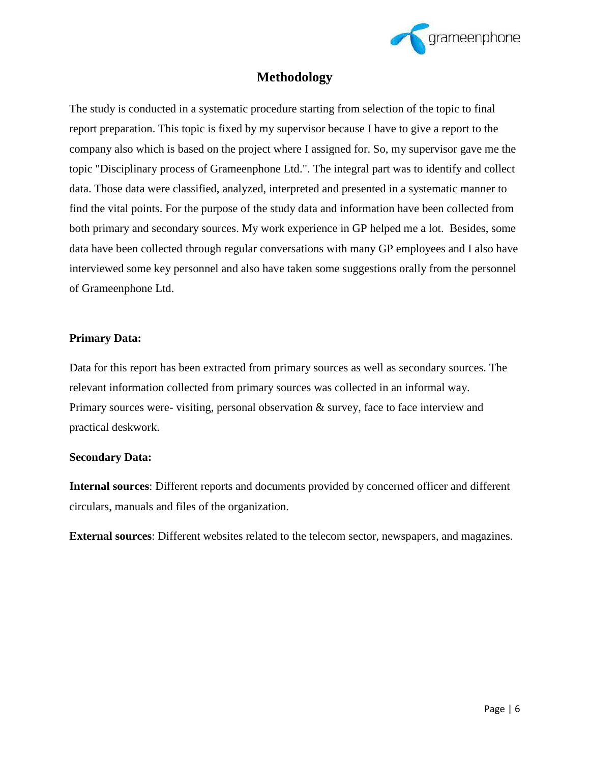# Methodology

The study is conducted in a systematic procedure starting from selection of the topic to final report preparation. This topic is fixed by my supervisor because I have to give a report to the company also which is based on the project where I assigned for. So, my supervisor gave me the topic "Disciplinary process of Grameenphone Ltd.". The integral part was to identify and collect data. Those data were classified, analyzed, interpreted and presented in a systematic manner to find the vital points. For the purpose of the study data and information have been collected from both primary and secondary sources. My work experience in GP helped me a lot. Besides, some data have been collected through regular conversations with many GP employees and I also have interviewed some key personnel and also have taken some suggestions orally from the personnel of Grameenphone Ltd.

**Primary Data:**

Data for this report has been extracted from primary sources as well as secondary sources. The relevant information collected from primary sources was collected in an informal way. Primary sources were- visiting, personal observation & survey, face to face interview and practical deskwork.

**Secondary Data:**

**Internal sources**: Different reports and documents provided by concerned officer and different circulars, manuals and files of the organization.

**External sources**: Different websites related to the telecom sector, newspapers, and magazines.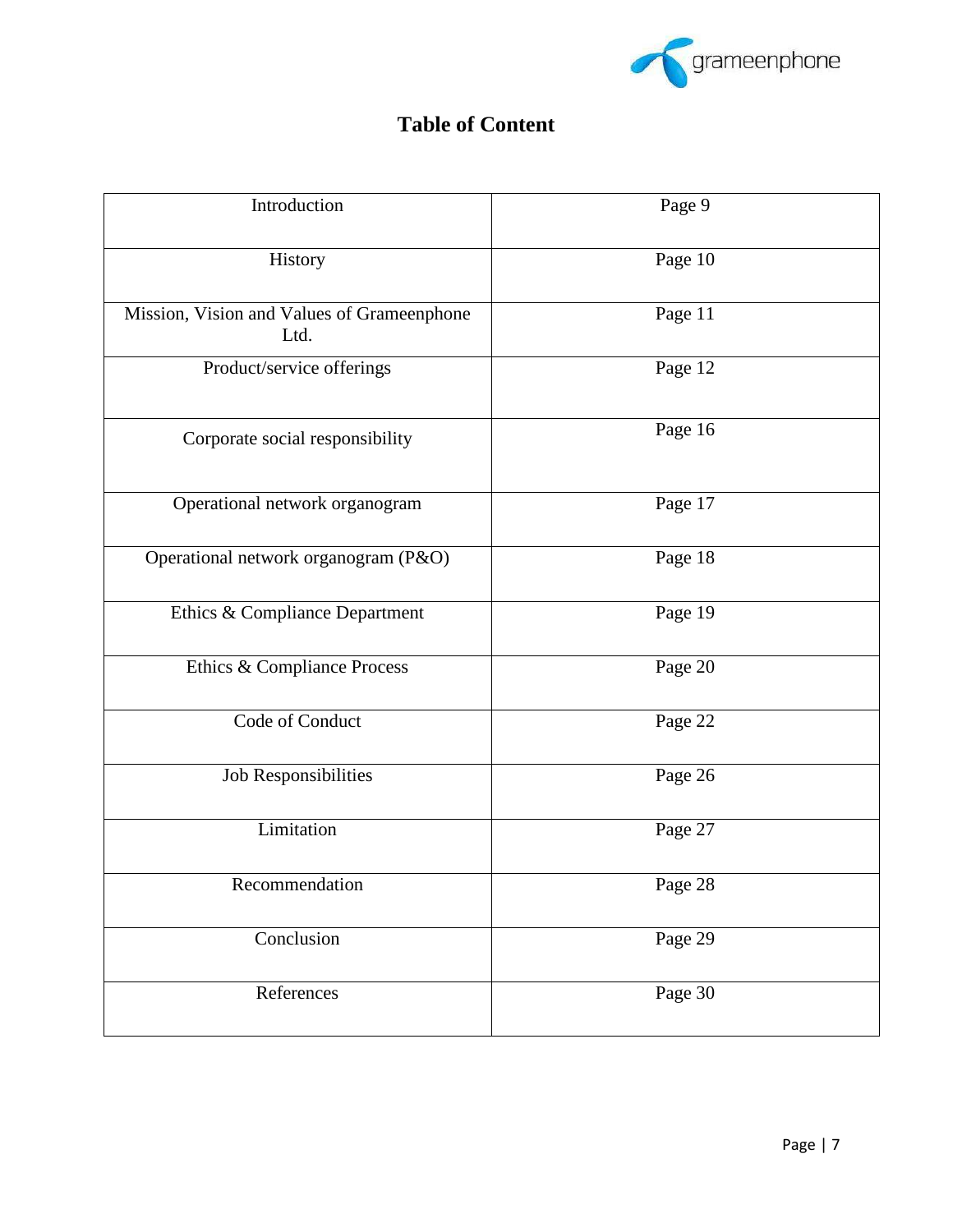# Table of Content

| Introduction | Page 9 |
|---|---|
| History | Page 10 |
| Mission, Vision and Values of Grameenphone Ltd. | Page 11 |
| Product/service offerings | Page 12 |
| Corporate social responsibility | Page 16 |
| Operational network organogram | Page 17 |
| Operational network organogram (P&O) | Page 18 |
| Ethics & Compliance Department | Page 19 |
| Ethics & Compliance Process | Page 20 |
| Code of Conduct | Page 22 |
| Job Responsibilities | Page 26 |
| Limitation | Page 27 |
| Recommendation | Page 28 |
| Conclusion | Page 29 |
| References | Page 30 |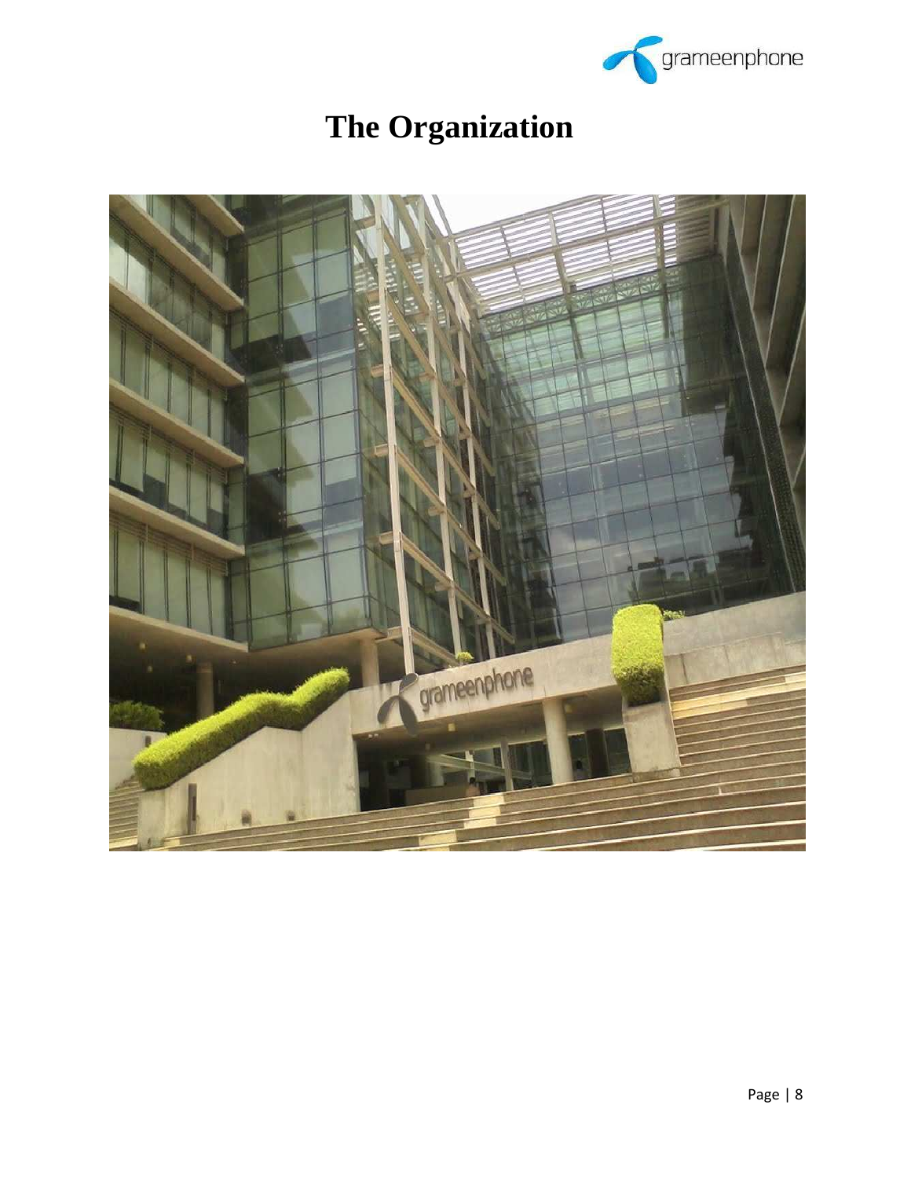# The Organization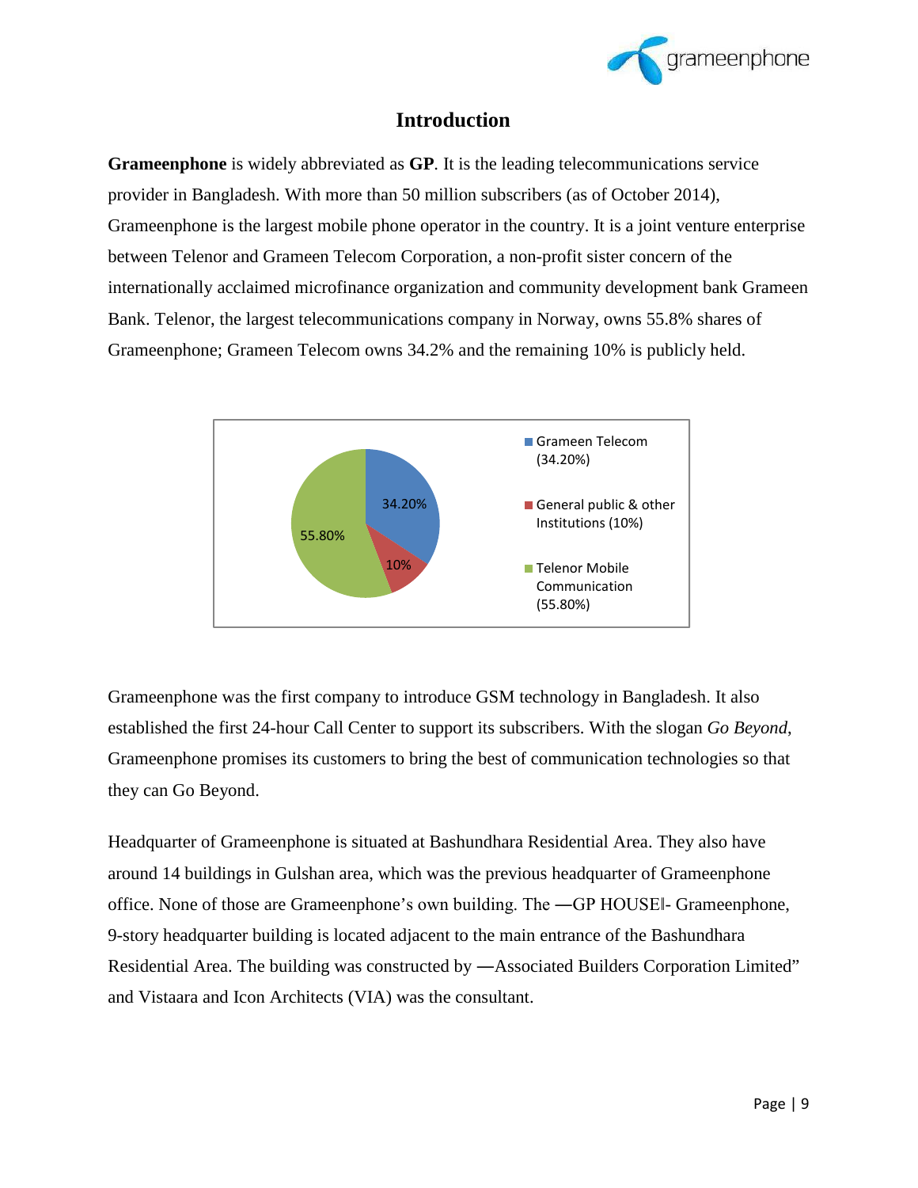# Introduction

**Grameenphone** is widely abbreviated as **GP**. It is the leading telecommunications service provider in Bangladesh. With more than 50 million subscribers (as of October 2014), Grameenphone is the largest mobile phone operator in the country. It is a joint venture enterprise between Telenor and Grameen Telecom Corporation, a non-profit sister concern of the internationally acclaimed microfinance organization and community development bank Grameen Bank. Telenor, the largest telecommunications company in Norway, owns 55.8% shares of Grameenphone; Grameen Telecom owns 34.2% and the remaining 10% is publicly held.

| Shareholder | Share |
| --- | --- |
| Grameen Telecom | 34.20% |
| General public & other Institutions | 10% |
| Telenor Mobile Communication | 55.80% |

Grameenphone was the first company to introduce GSM technology in Bangladesh. It also established the first 24-hour Call Center to support its subscribers. With the slogan *Go Beyond*, Grameenphone promises its customers to bring the best of communication technologies so that they can Go Beyond.

Headquarter of Grameenphone is situated at Bashundhara Residential Area. They also have around 14 buildings in Gulshan area, which was the previous headquarter of Grameenphone office. None of those are Grameenphone's own building. The ―GP HOUSE‖- Grameenphone, 9-story headquarter building is located adjacent to the main entrance of the Bashundhara Residential Area. The building was constructed by ―Associated Builders Corporation Limited" and Vistaara and Icon Architects (VIA) was the consultant.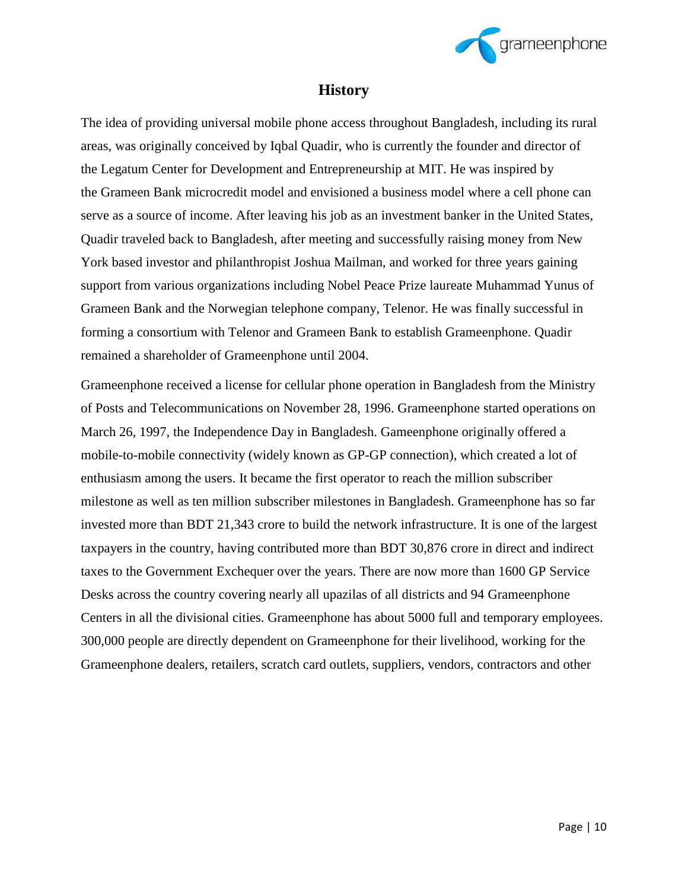# History

The idea of providing universal mobile phone access throughout Bangladesh, including its rural areas, was originally conceived by Iqbal Quadir, who is currently the founder and director of the Legatum Center for Development and Entrepreneurship at MIT. He was inspired by the Grameen Bank microcredit model and envisioned a business model where a cell phone can serve as a source of income. After leaving his job as an investment banker in the United States, Quadir traveled back to Bangladesh, after meeting and successfully raising money from New York based investor and philanthropist Joshua Mailman, and worked for three years gaining support from various organizations including Nobel Peace Prize laureate Muhammad Yunus of Grameen Bank and the Norwegian telephone company, Telenor. He was finally successful in forming a consortium with Telenor and Grameen Bank to establish Grameenphone. Quadir remained a shareholder of Grameenphone until 2004.

Grameenphone received a license for cellular phone operation in Bangladesh from the Ministry of Posts and Telecommunications on November 28, 1996. Grameenphone started operations on March 26, 1997, the Independence Day in Bangladesh. Gameenphone originally offered a mobile-to-mobile connectivity (widely known as GP-GP connection), which created a lot of enthusiasm among the users. It became the first operator to reach the million subscriber milestone as well as ten million subscriber milestones in Bangladesh. Grameenphone has so far invested more than BDT 21,343 crore to build the network infrastructure. It is one of the largest taxpayers in the country, having contributed more than BDT 30,876 crore in direct and indirect taxes to the Government Exchequer over the years. There are now more than 1600 GP Service Desks across the country covering nearly all upazilas of all districts and 94 Grameenphone Centers in all the divisional cities. Grameenphone has about 5000 full and temporary employees. 300,000 people are directly dependent on Grameenphone for their livelihood, working for the Grameenphone dealers, retailers, scratch card outlets, suppliers, vendors, contractors and other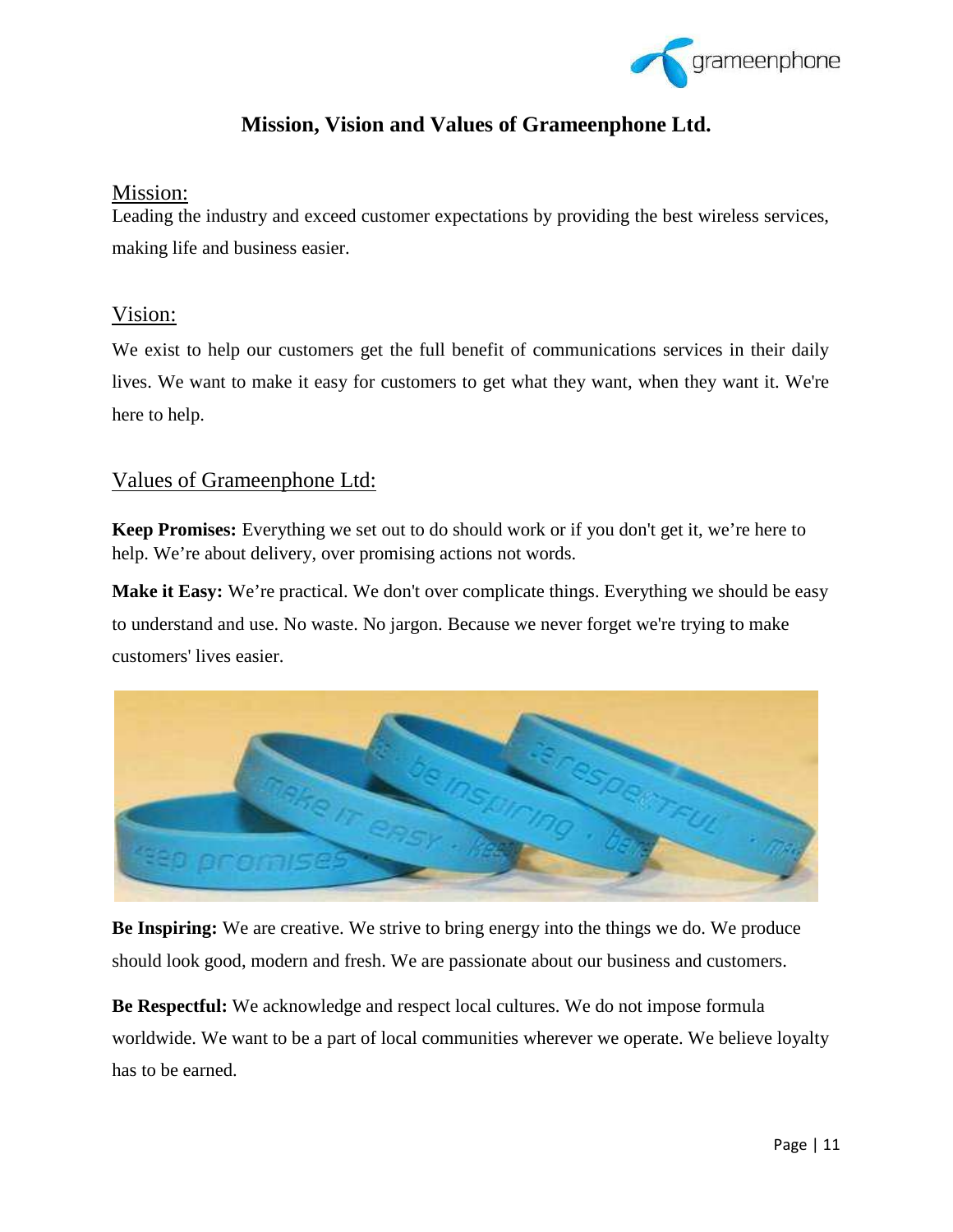# Mission, Vision and Values of Grameenphone Ltd.

## Mission:

Leading the industry and exceed customer expectations by providing the best wireless services, making life and business easier.

## Vision:

We exist to help our customers get the full benefit of communications services in their daily lives. We want to make it easy for customers to get what they want, when they want it. We're here to help.

## Values of Grameenphone Ltd:

**Keep Promises:** Everything we set out to do should work or if you don't get it, we're here to help. We're about delivery, over promising actions not words.

**Make it Easy:** We're practical. We don't over complicate things. Everything we should be easy to understand and use. No waste. No jargon. Because we never forget we're trying to make customers' lives easier.

**Be Inspiring:** We are creative. We strive to bring energy into the things we do. We produce should look good, modern and fresh. We are passionate about our business and customers.

**Be Respectful:** We acknowledge and respect local cultures. We do not impose formula worldwide. We want to be a part of local communities wherever we operate. We believe loyalty has to be earned.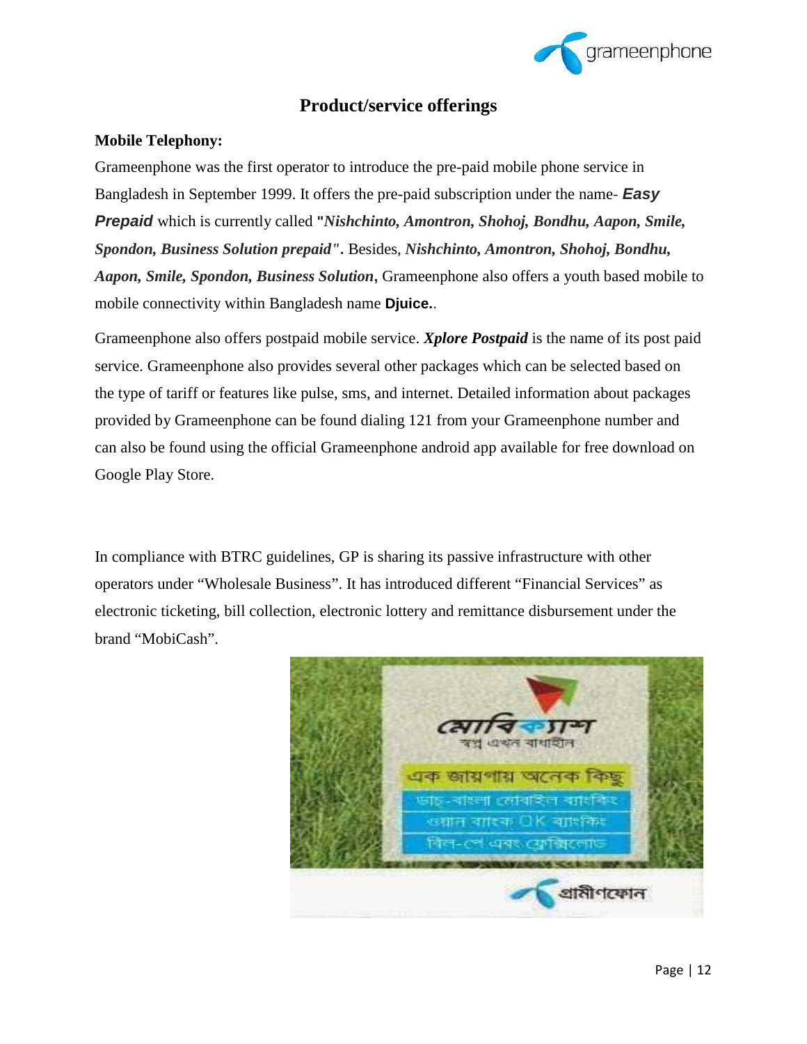## Product/service offerings

**Mobile Telephony:**

Grameenphone was the first operator to introduce the pre-paid mobile phone service in Bangladesh in September 1999. It offers the pre-paid subscription under the name- ***Easy Prepaid*** which is currently called **"*Nishchinto, Amontron, Shohoj, Bondhu, Aapon, Smile, Spondon, Business Solution prepaid*"**. Besides, ***Nishchinto, Amontron, Shohoj, Bondhu, Aapon, Smile, Spondon, Business Solution***, Grameenphone also offers a youth based mobile to mobile connectivity within Bangladesh name **Djuice.**.

Grameenphone also offers postpaid mobile service. ***Xplore Postpaid*** is the name of its post paid service. Grameenphone also provides several other packages which can be selected based on the type of tariff or features like pulse, sms, and internet. Detailed information about packages provided by Grameenphone can be found dialing 121 from your Grameenphone number and can also be found using the official Grameenphone android app available for free download on Google Play Store.

In compliance with BTRC guidelines, GP is sharing its passive infrastructure with other operators under "Wholesale Business". It has introduced different "Financial Services" as electronic ticketing, bill collection, electronic lottery and remittance disbursement under the brand "MobiCash".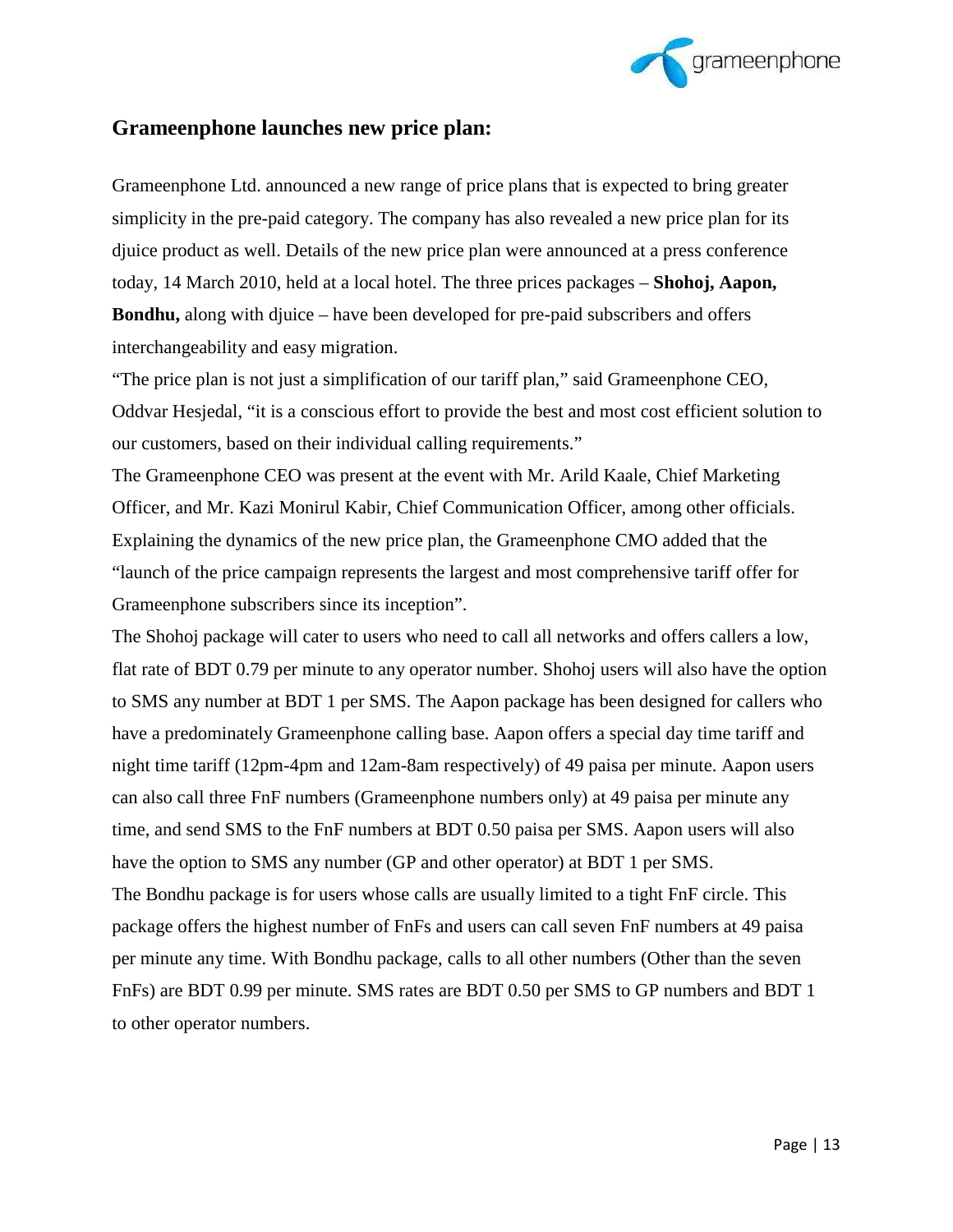## Grameenphone launches new price plan:

Grameenphone Ltd. announced a new range of price plans that is expected to bring greater simplicity in the pre-paid category. The company has also revealed a new price plan for its djuice product as well. Details of the new price plan were announced at a press conference today, 14 March 2010, held at a local hotel. The three prices packages – **Shohoj, Aapon, Bondhu,** along with djuice – have been developed for pre-paid subscribers and offers interchangeability and easy migration.

"The price plan is not just a simplification of our tariff plan," said Grameenphone CEO, Oddvar Hesjedal, "it is a conscious effort to provide the best and most cost efficient solution to our customers, based on their individual calling requirements."

The Grameenphone CEO was present at the event with Mr. Arild Kaale, Chief Marketing Officer, and Mr. Kazi Monirul Kabir, Chief Communication Officer, among other officials. Explaining the dynamics of the new price plan, the Grameenphone CMO added that the "launch of the price campaign represents the largest and most comprehensive tariff offer for Grameenphone subscribers since its inception".

The Shohoj package will cater to users who need to call all networks and offers callers a low, flat rate of BDT 0.79 per minute to any operator number. Shohoj users will also have the option to SMS any number at BDT 1 per SMS. The Aapon package has been designed for callers who have a predominately Grameenphone calling base. Aapon offers a special day time tariff and night time tariff (12pm-4pm and 12am-8am respectively) of 49 paisa per minute. Aapon users can also call three FnF numbers (Grameenphone numbers only) at 49 paisa per minute any time, and send SMS to the FnF numbers at BDT 0.50 paisa per SMS. Aapon users will also have the option to SMS any number (GP and other operator) at BDT 1 per SMS.

The Bondhu package is for users whose calls are usually limited to a tight FnF circle. This package offers the highest number of FnFs and users can call seven FnF numbers at 49 paisa per minute any time. With Bondhu package, calls to all other numbers (Other than the seven FnFs) are BDT 0.99 per minute. SMS rates are BDT 0.50 per SMS to GP numbers and BDT 1 to other operator numbers.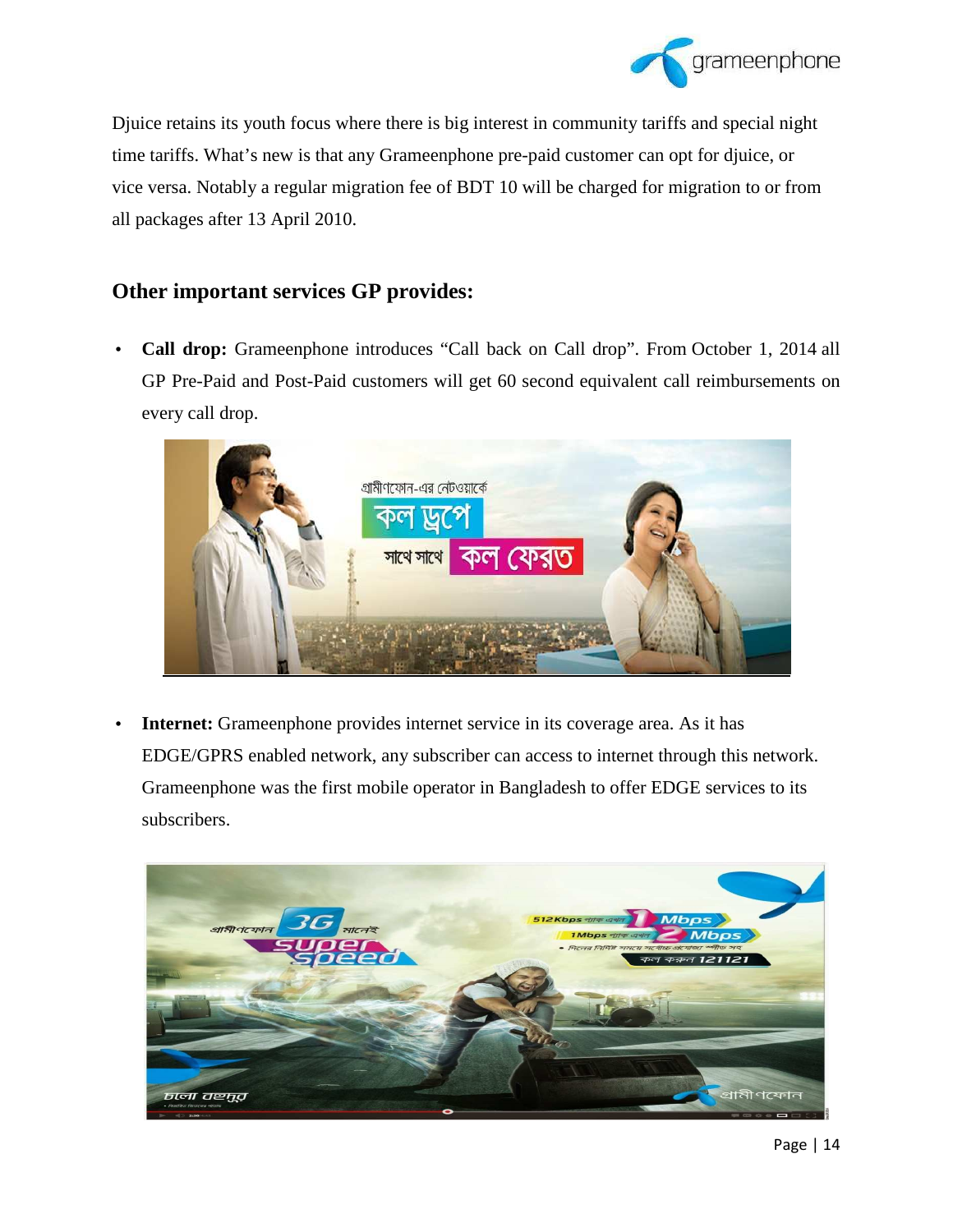Djuice retains its youth focus where there is big interest in community tariffs and special night time tariffs. What's new is that any Grameenphone pre-paid customer can opt for djuice, or vice versa. Notably a regular migration fee of BDT 10 will be charged for migration to or from all packages after 13 April 2010.

## Other important services GP provides:

- **Call drop:** Grameenphone introduces "Call back on Call drop". From October 1, 2014 all GP Pre-Paid and Post-Paid customers will get 60 second equivalent call reimbursements on every call drop.

- **Internet:** Grameenphone provides internet service in its coverage area. As it has EDGE/GPRS enabled network, any subscriber can access to internet through this network. Grameenphone was the first mobile operator in Bangladesh to offer EDGE services to its subscribers.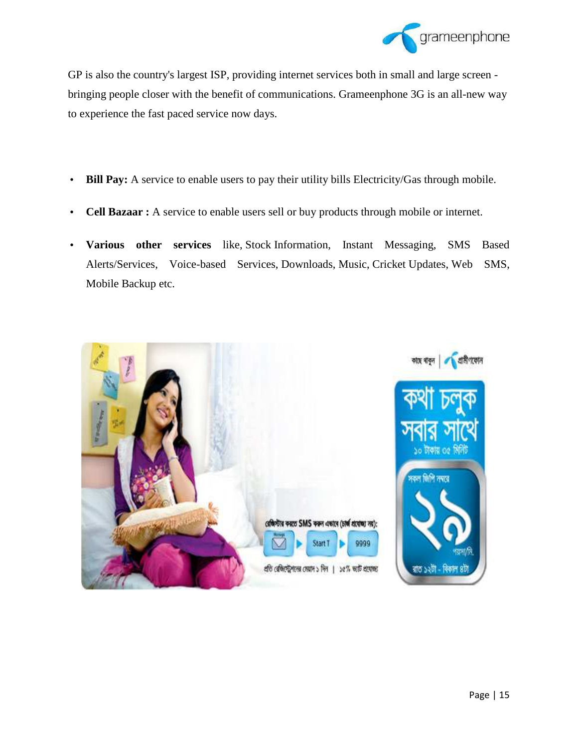GP is also the country's largest ISP, providing internet services both in small and large screen - bringing people closer with the benefit of communications. Grameenphone 3G is an all-new way to experience the fast paced service now days.

- **Bill Pay:** A service to enable users to pay their utility bills Electricity/Gas through mobile.
- **Cell Bazaar :** A service to enable users sell or buy products through mobile or internet.
- **Various other services** like, Stock Information, Instant Messaging, SMS Based Alerts/Services, Voice-based Services, Downloads, Music, Cricket Updates, Web SMS, Mobile Backup etc.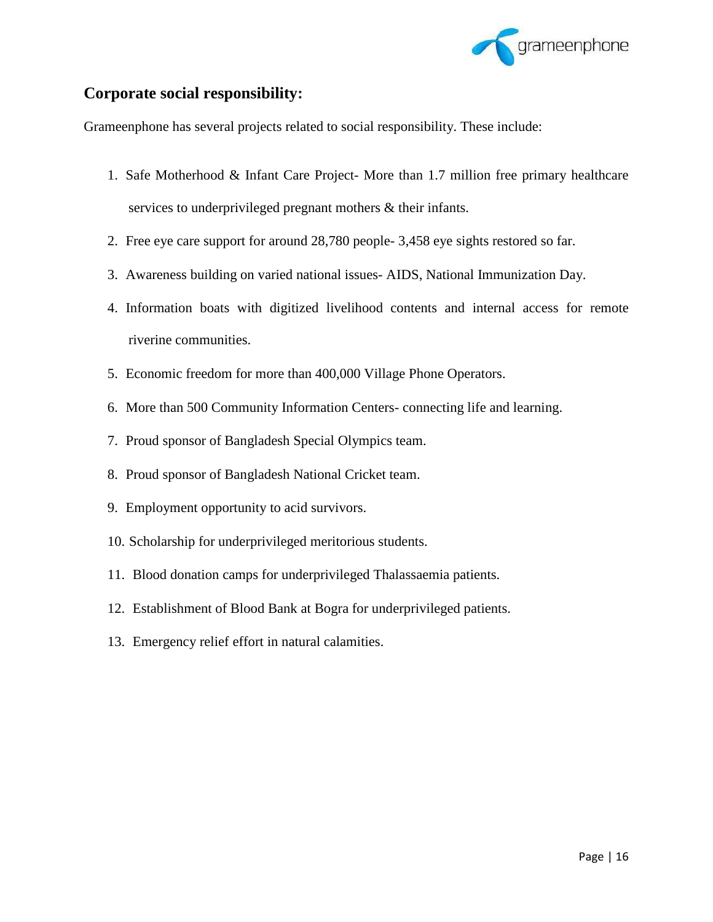## Corporate social responsibility:

Grameenphone has several projects related to social responsibility. These include:

1. Safe Motherhood & Infant Care Project- More than 1.7 million free primary healthcare services to underprivileged pregnant mothers & their infants.
2. Free eye care support for around 28,780 people- 3,458 eye sights restored so far.
3. Awareness building on varied national issues- AIDS, National Immunization Day.
4. Information boats with digitized livelihood contents and internal access for remote riverine communities.
5. Economic freedom for more than 400,000 Village Phone Operators.
6. More than 500 Community Information Centers- connecting life and learning.
7. Proud sponsor of Bangladesh Special Olympics team.
8. Proud sponsor of Bangladesh National Cricket team.
9. Employment opportunity to acid survivors.
10. Scholarship for underprivileged meritorious students.
11. Blood donation camps for underprivileged Thalassaemia patients.
12. Establishment of Blood Bank at Bogra for underprivileged patients.
13. Emergency relief effort in natural calamities.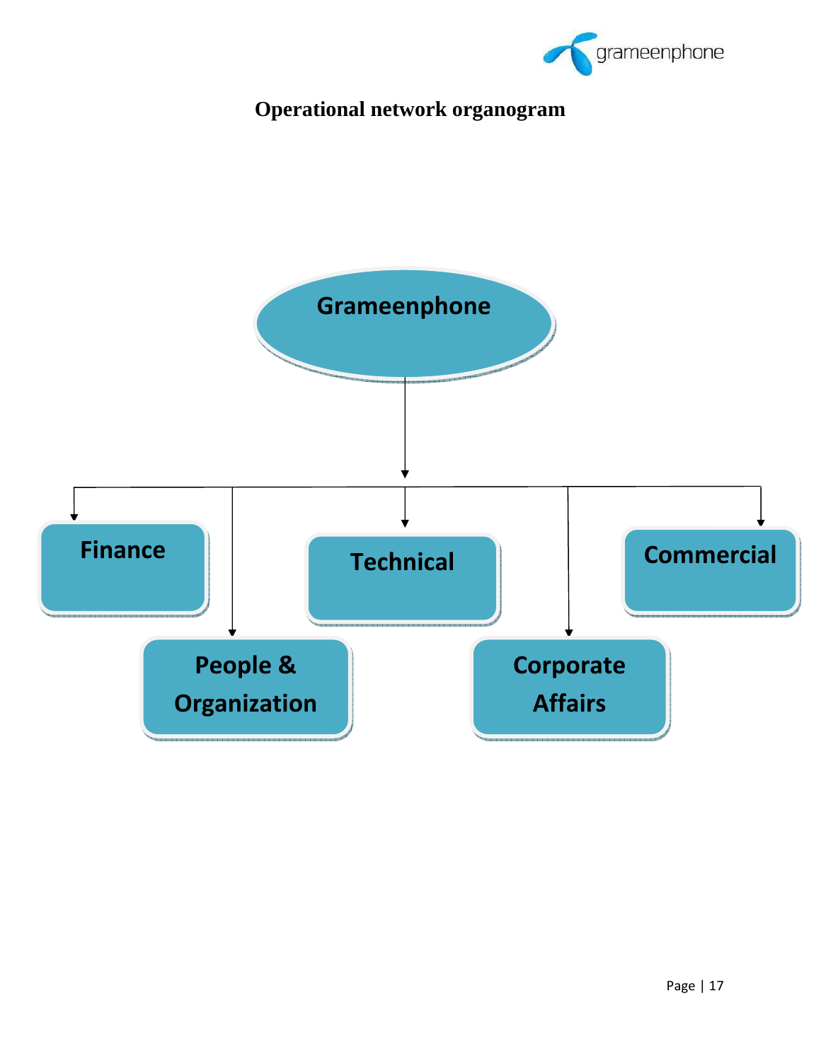## Operational network organogram

- Grameenphone
  - Finance
  - People & Organization
  - Technical
  - Corporate Affairs
  - Commercial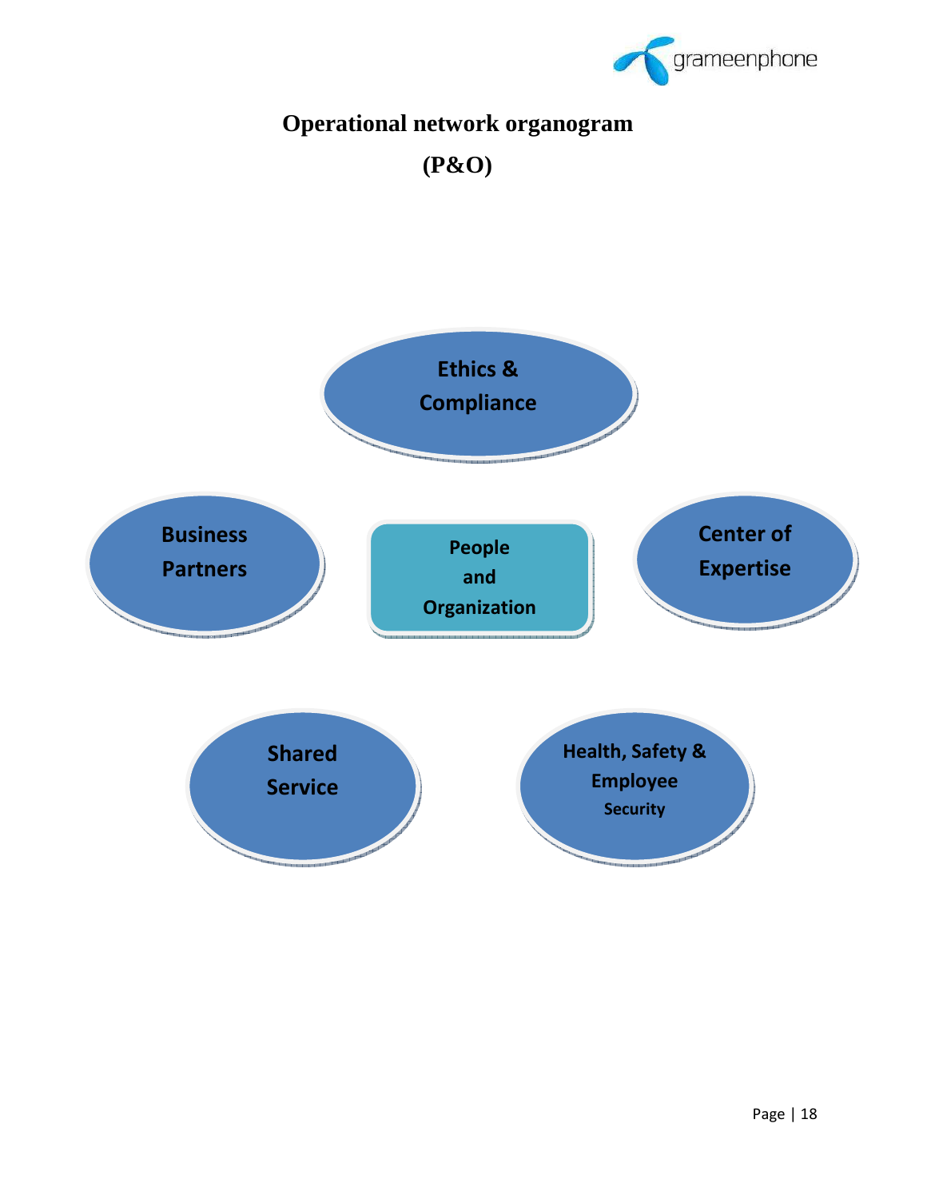## Operational network organogram

## (P&O)

Ethics & Compliance

Business Partners

People and Organization

Center of Expertise

Shared Service

Health, Safety & Employee Security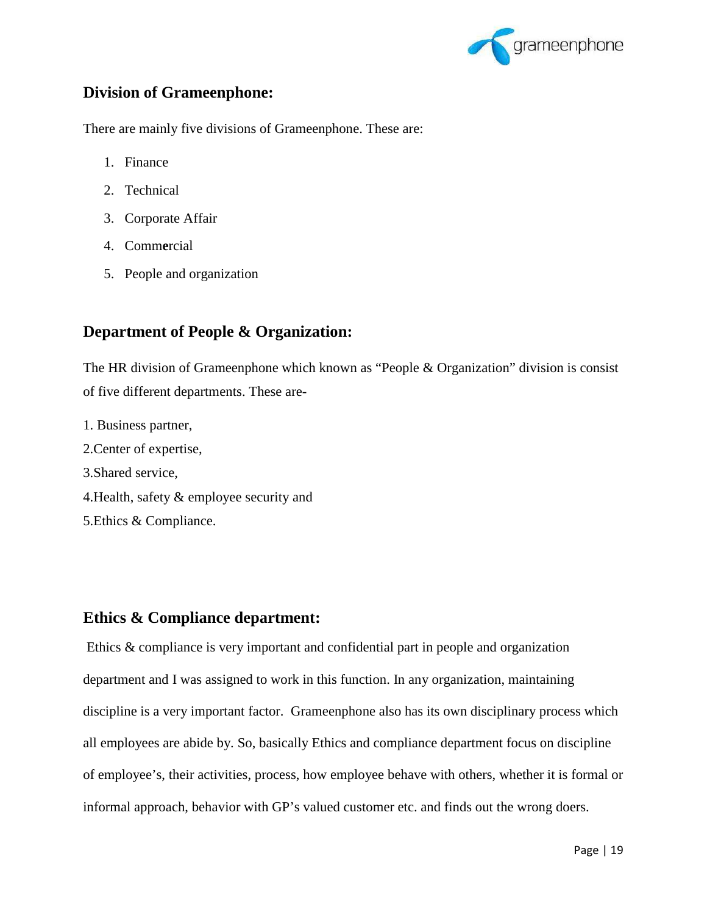## Division of Grameenphone:

There are mainly five divisions of Grameenphone. These are:

1. Finance
2. Technical
3. Corporate Affair
4. Comm**e**rcial
5. People and organization

## Department of People & Organization:

The HR division of Grameenphone which known as "People & Organization" division is consist of five different departments. These are-

1. Business partner,
2. Center of expertise,
3. Shared service,
4. Health, safety & employee security and
5. Ethics & Compliance.

## Ethics & Compliance department:

Ethics & compliance is very important and confidential part in people and organization department and I was assigned to work in this function. In any organization, maintaining discipline is a very important factor. Grameenphone also has its own disciplinary process which all employees are abide by. So, basically Ethics and compliance department focus on discipline of employee's, their activities, process, how employee behave with others, whether it is formal or informal approach, behavior with GP's valued customer etc. and finds out the wrong doers.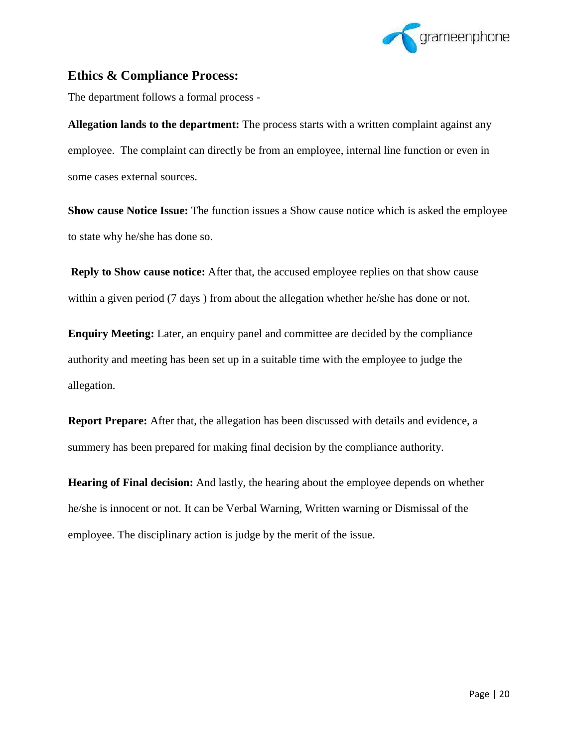## Ethics & Compliance Process:

The department follows a formal process -

**Allegation lands to the department:** The process starts with a written complaint against any employee. The complaint can directly be from an employee, internal line function or even in some cases external sources.

**Show cause Notice Issue:** The function issues a Show cause notice which is asked the employee to state why he/she has done so.

**Reply to Show cause notice:** After that, the accused employee replies on that show cause within a given period (7 days ) from about the allegation whether he/she has done or not.

**Enquiry Meeting:** Later, an enquiry panel and committee are decided by the compliance authority and meeting has been set up in a suitable time with the employee to judge the allegation.

**Report Prepare:** After that, the allegation has been discussed with details and evidence, a summery has been prepared for making final decision by the compliance authority.

**Hearing of Final decision:** And lastly, the hearing about the employee depends on whether he/she is innocent or not. It can be Verbal Warning, Written warning or Dismissal of the employee. The disciplinary action is judge by the merit of the issue.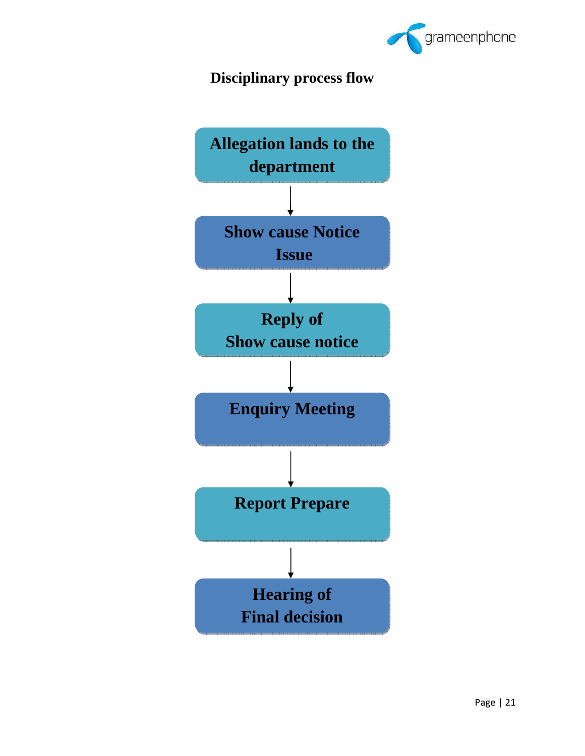## Disciplinary process flow

**Allegation lands to the department**

↓

**Show cause Notice Issue**

↓

**Reply of Show cause notice**

↓

**Enquiry Meeting**

↓

**Report Prepare**

↓

**Hearing of Final decision**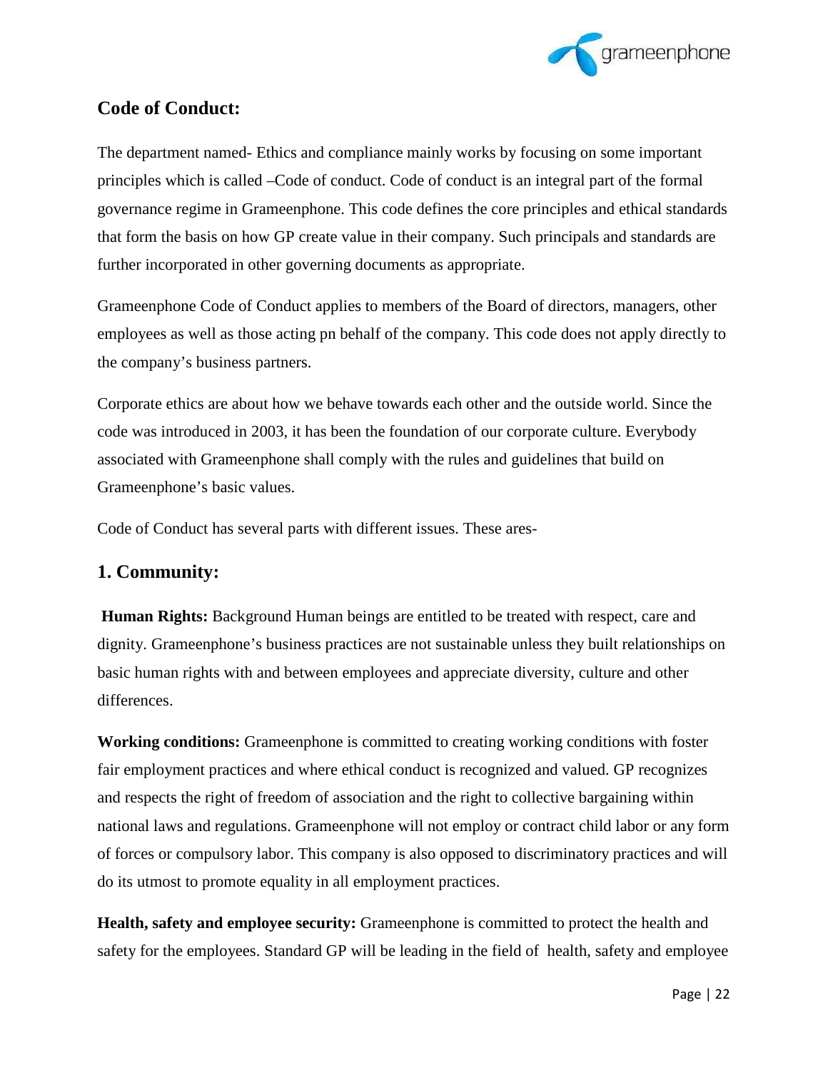## Code of Conduct:

The department named- Ethics and compliance mainly works by focusing on some important principles which is called –Code of conduct. Code of conduct is an integral part of the formal governance regime in Grameenphone. This code defines the core principles and ethical standards that form the basis on how GP create value in their company. Such principals and standards are further incorporated in other governing documents as appropriate.

Grameenphone Code of Conduct applies to members of the Board of directors, managers, other employees as well as those acting pn behalf of the company. This code does not apply directly to the company's business partners.

Corporate ethics are about how we behave towards each other and the outside world. Since the code was introduced in 2003, it has been the foundation of our corporate culture. Everybody associated with Grameenphone shall comply with the rules and guidelines that build on Grameenphone's basic values.

Code of Conduct has several parts with different issues. These ares-

## 1. Community:

**Human Rights:** Background Human beings are entitled to be treated with respect, care and dignity. Grameenphone's business practices are not sustainable unless they built relationships on basic human rights with and between employees and appreciate diversity, culture and other differences.

**Working conditions:** Grameenphone is committed to creating working conditions with foster fair employment practices and where ethical conduct is recognized and valued. GP recognizes and respects the right of freedom of association and the right to collective bargaining within national laws and regulations. Grameenphone will not employ or contract child labor or any form of forces or compulsory labor. This company is also opposed to discriminatory practices and will do its utmost to promote equality in all employment practices.

**Health, safety and employee security:** Grameenphone is committed to protect the health and safety for the employees. Standard GP will be leading in the field of health, safety and employee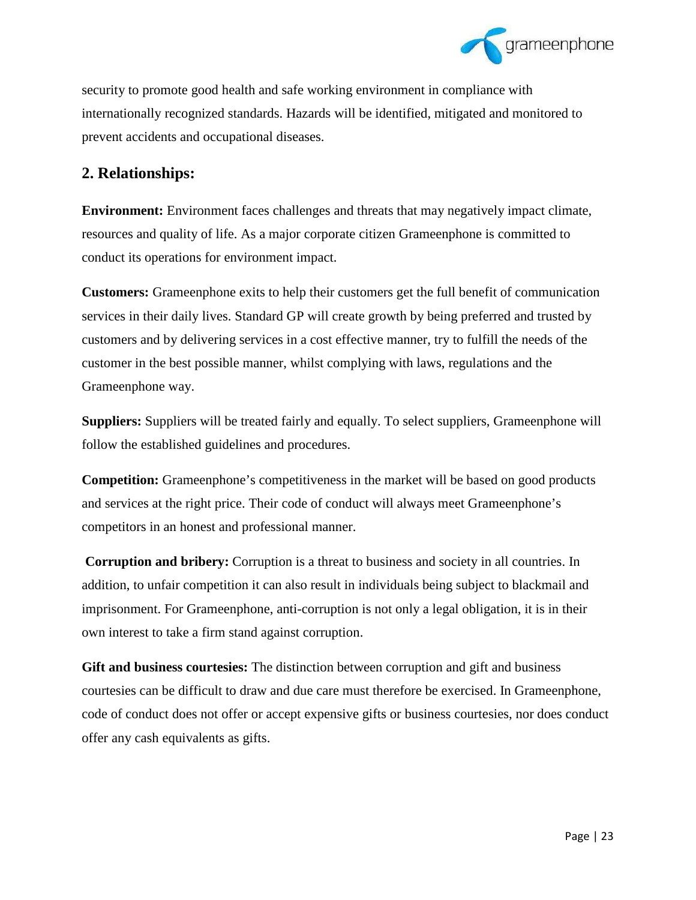security to promote good health and safe working environment in compliance with internationally recognized standards. Hazards will be identified, mitigated and monitored to prevent accidents and occupational diseases.

## 2. Relationships:

**Environment:** Environment faces challenges and threats that may negatively impact climate, resources and quality of life. As a major corporate citizen Grameenphone is committed to conduct its operations for environment impact.

**Customers:** Grameenphone exits to help their customers get the full benefit of communication services in their daily lives. Standard GP will create growth by being preferred and trusted by customers and by delivering services in a cost effective manner, try to fulfill the needs of the customer in the best possible manner, whilst complying with laws, regulations and the Grameenphone way.

**Suppliers:** Suppliers will be treated fairly and equally. To select suppliers, Grameenphone will follow the established guidelines and procedures.

**Competition:** Grameenphone's competitiveness in the market will be based on good products and services at the right price. Their code of conduct will always meet Grameenphone's competitors in an honest and professional manner.

**Corruption and bribery:** Corruption is a threat to business and society in all countries. In addition, to unfair competition it can also result in individuals being subject to blackmail and imprisonment. For Grameenphone, anti-corruption is not only a legal obligation, it is in their own interest to take a firm stand against corruption.

**Gift and business courtesies:** The distinction between corruption and gift and business courtesies can be difficult to draw and due care must therefore be exercised. In Grameenphone, code of conduct does not offer or accept expensive gifts or business courtesies, nor does conduct offer any cash equivalents as gifts.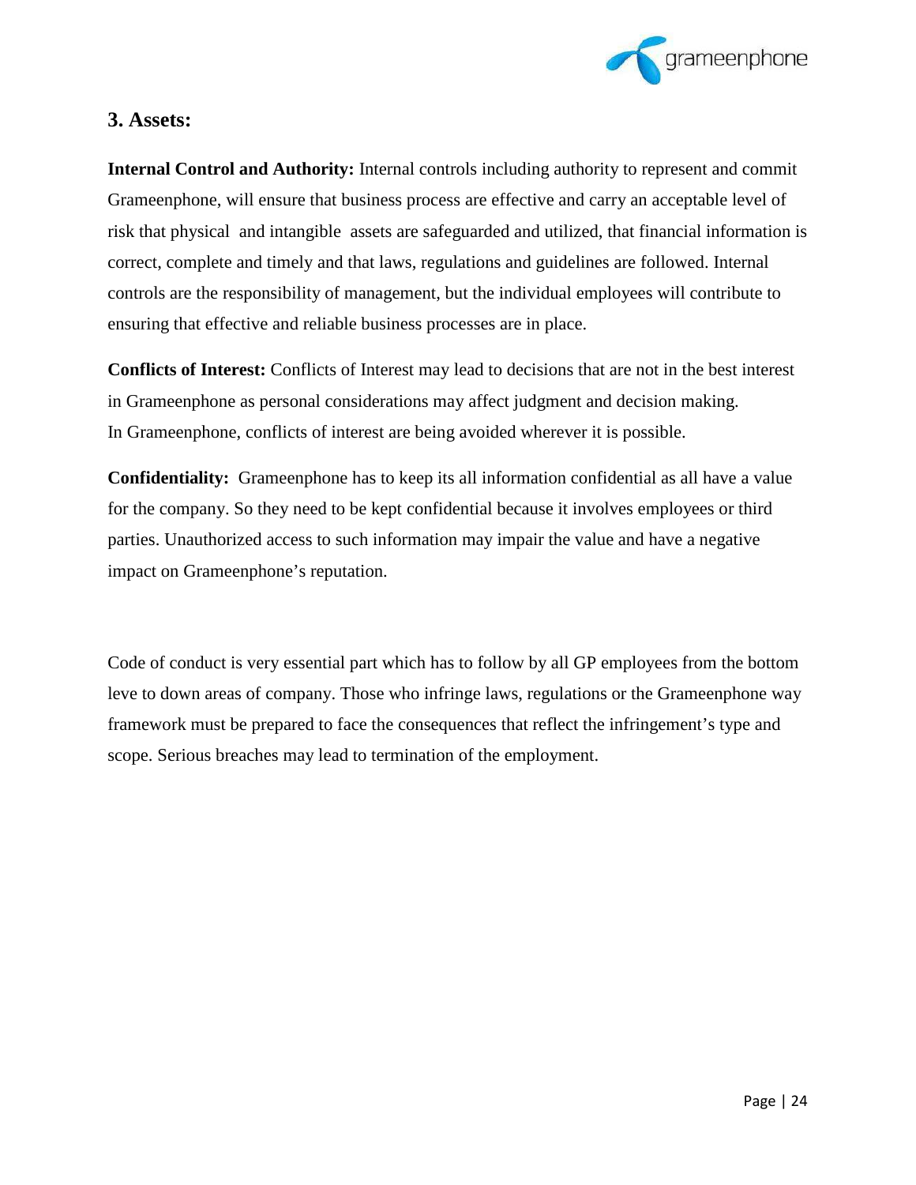## 3. Assets:

**Internal Control and Authority:** Internal controls including authority to represent and commit Grameenphone, will ensure that business process are effective and carry an acceptable level of risk that physical and intangible assets are safeguarded and utilized, that financial information is correct, complete and timely and that laws, regulations and guidelines are followed. Internal controls are the responsibility of management, but the individual employees will contribute to ensuring that effective and reliable business processes are in place.

**Conflicts of Interest:** Conflicts of Interest may lead to decisions that are not in the best interest in Grameenphone as personal considerations may affect judgment and decision making. In Grameenphone, conflicts of interest are being avoided wherever it is possible.

**Confidentiality:** Grameenphone has to keep its all information confidential as all have a value for the company. So they need to be kept confidential because it involves employees or third parties. Unauthorized access to such information may impair the value and have a negative impact on Grameenphone's reputation.

Code of conduct is very essential part which has to follow by all GP employees from the bottom leve to down areas of company. Those who infringe laws, regulations or the Grameenphone way framework must be prepared to face the consequences that reflect the infringement's type and scope. Serious breaches may lead to termination of the employment.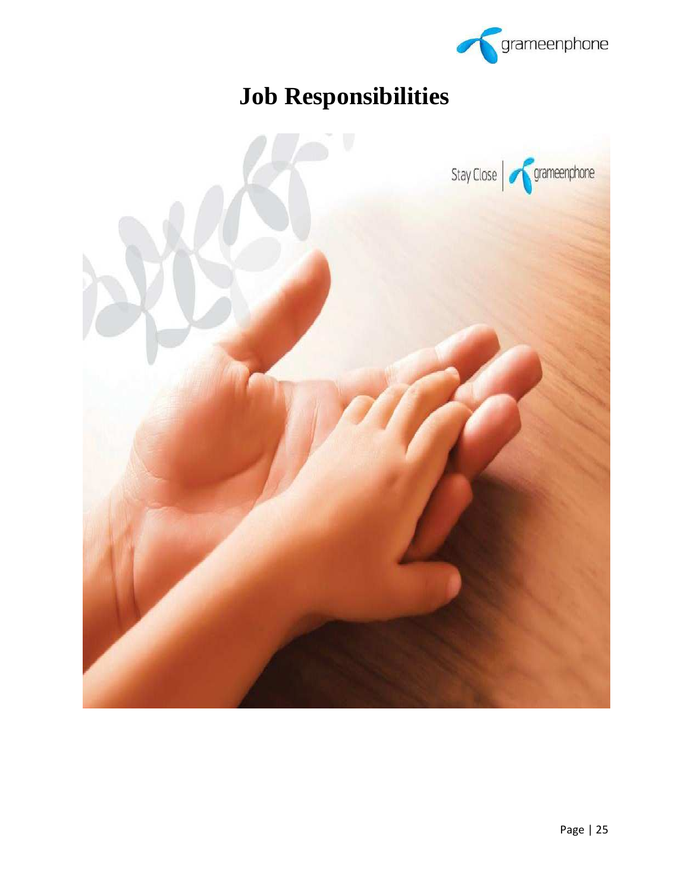# Job Responsibilities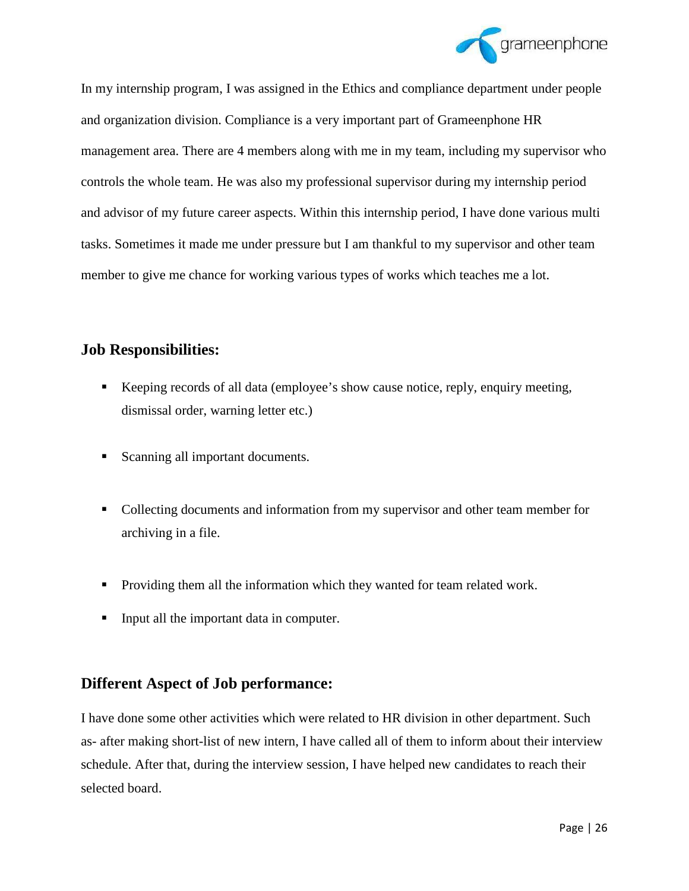In my internship program, I was assigned in the Ethics and compliance department under people and organization division. Compliance is a very important part of Grameenphone HR management area. There are 4 members along with me in my team, including my supervisor who controls the whole team. He was also my professional supervisor during my internship period and advisor of my future career aspects. Within this internship period, I have done various multi tasks. Sometimes it made me under pressure but I am thankful to my supervisor and other team member to give me chance for working various types of works which teaches me a lot.

## Job Responsibilities:

- Keeping records of all data (employee's show cause notice, reply, enquiry meeting, dismissal order, warning letter etc.)
- Scanning all important documents.
- Collecting documents and information from my supervisor and other team member for archiving in a file.
- Providing them all the information which they wanted for team related work.
- Input all the important data in computer.

## Different Aspect of Job performance:

I have done some other activities which were related to HR division in other department. Such as- after making short-list of new intern, I have called all of them to inform about their interview schedule. After that, during the interview session, I have helped new candidates to reach their selected board.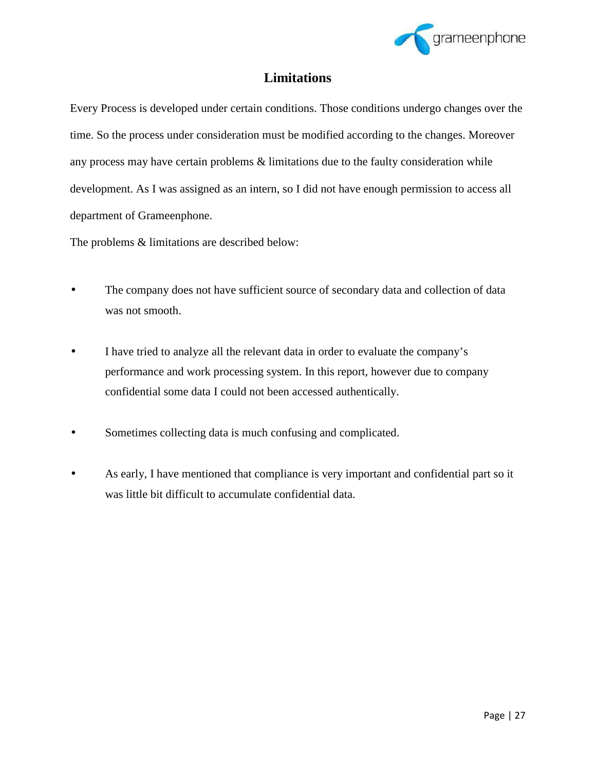# Limitations

Every Process is developed under certain conditions. Those conditions undergo changes over the time. So the process under consideration must be modified according to the changes. Moreover any process may have certain problems & limitations due to the faulty consideration while development. As I was assigned as an intern, so I did not have enough permission to access all department of Grameenphone.

The problems & limitations are described below:

- The company does not have sufficient source of secondary data and collection of data was not smooth.
- I have tried to analyze all the relevant data in order to evaluate the company's performance and work processing system. In this report, however due to company confidential some data I could not been accessed authentically.
- Sometimes collecting data is much confusing and complicated.
- As early, I have mentioned that compliance is very important and confidential part so it was little bit difficult to accumulate confidential data.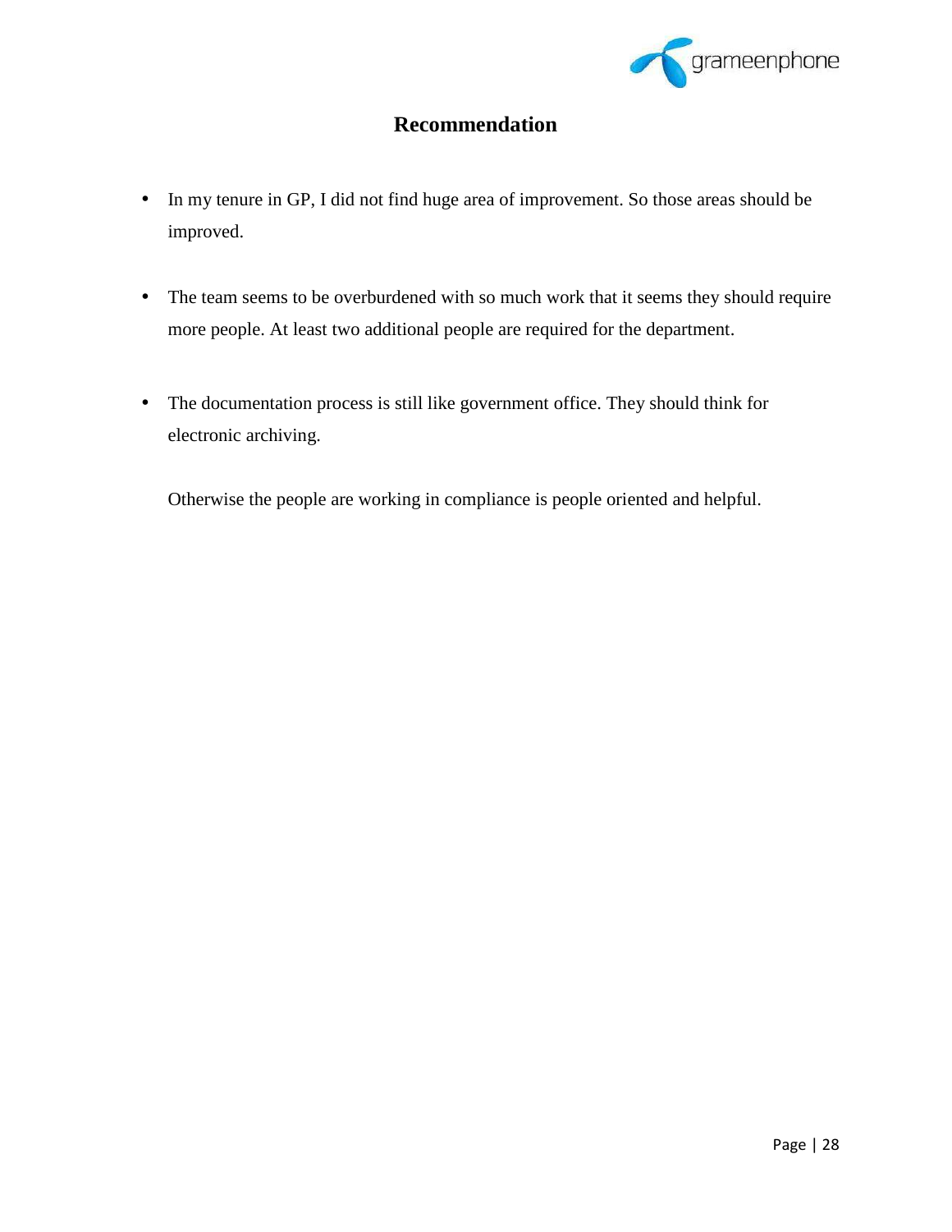# Recommendation

- In my tenure in GP, I did not find huge area of improvement. So those areas should be improved.

- The team seems to be overburdened with so much work that it seems they should require more people. At least two additional people are required for the department.

- The documentation process is still like government office. They should think for electronic archiving.

Otherwise the people are working in compliance is people oriented and helpful.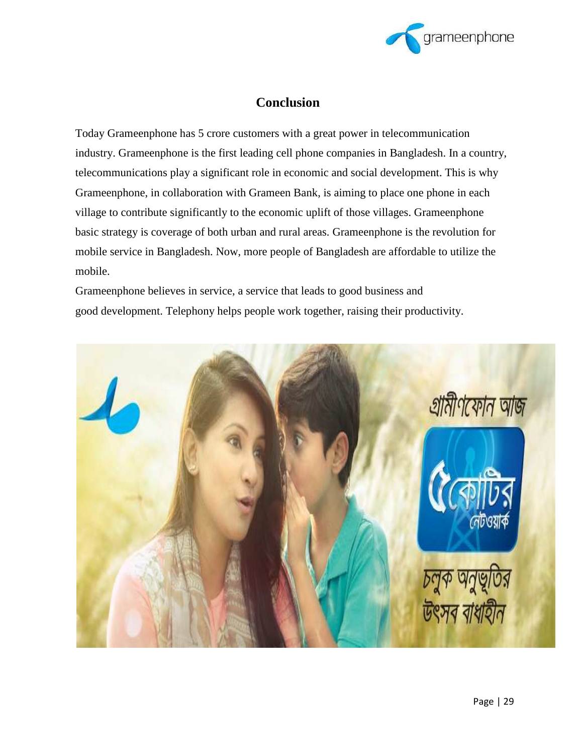# Conclusion

Today Grameenphone has 5 crore customers with a great power in telecommunication industry. Grameenphone is the first leading cell phone companies in Bangladesh. In a country, telecommunications play a significant role in economic and social development. This is why Grameenphone, in collaboration with Grameen Bank, is aiming to place one phone in each village to contribute significantly to the economic uplift of those villages. Grameenphone basic strategy is coverage of both urban and rural areas. Grameenphone is the revolution for mobile service in Bangladesh. Now, more people of Bangladesh are affordable to utilize the mobile.

Grameenphone believes in service, a service that leads to good business and good development. Telephony helps people work together, raising their productivity.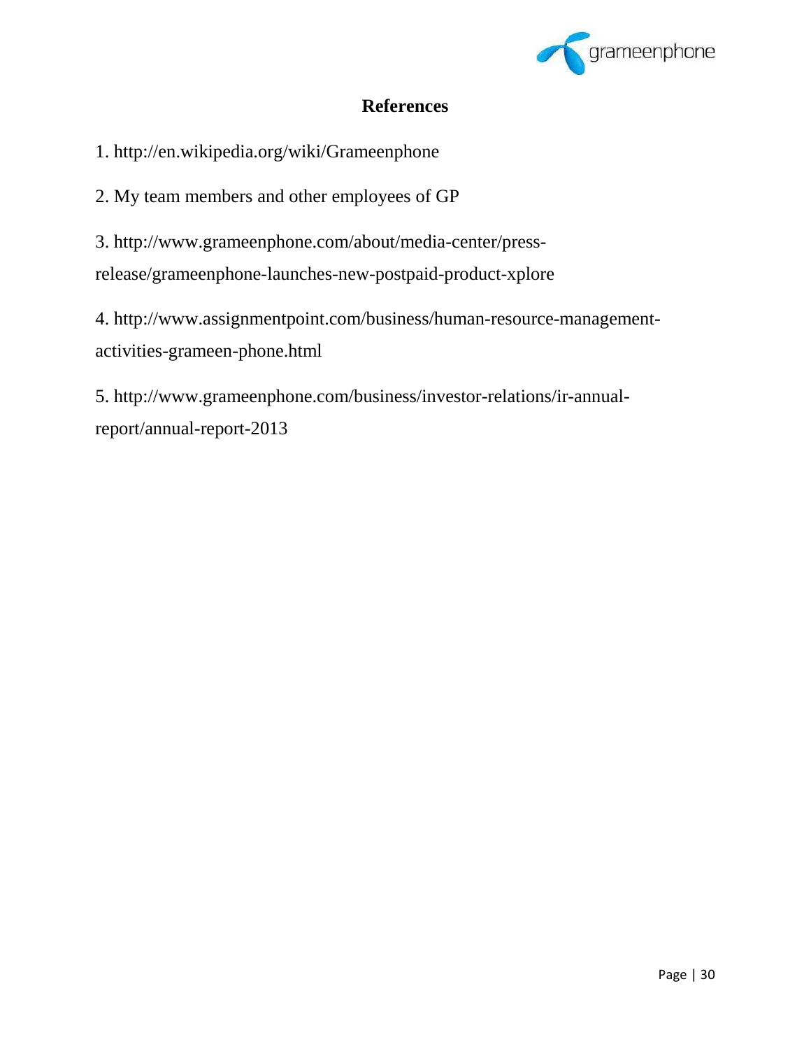# References

1. http://en.wikipedia.org/wiki/Grameenphone

2. My team members and other employees of GP

3. http://www.grameenphone.com/about/media-center/press-release/grameenphone-launches-new-postpaid-product-xplore

4. http://www.assignmentpoint.com/business/human-resource-management-activities-grameen-phone.html

5. http://www.grameenphone.com/business/investor-relations/ir-annual-report/annual-report-2013